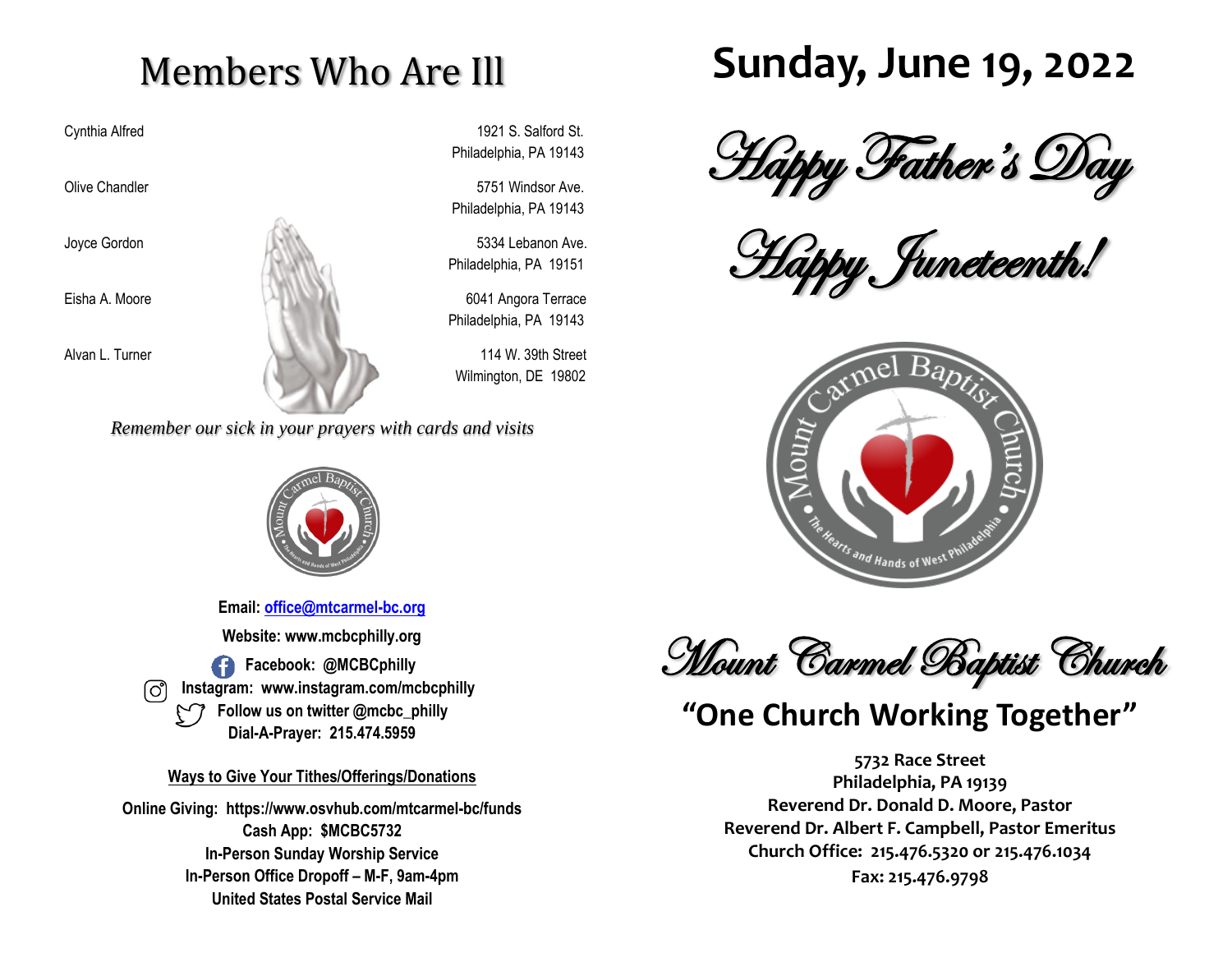# Members Who Are Ill

| | |
|---|---|
| Cynthia Alfred | 1921 S. Salford St.<br>Philadelphia, PA 19143 |
| Olive Chandler | 5751 Windsor Ave.<br>Philadelphia, PA 19143 |
| Joyce Gordon | 5334 Lebanon Ave.<br>Philadelphia, PA 19151 |
| Eisha A. Moore | 6041 Angora Terrace<br>Philadelphia, PA 19143 |
| Alvan L. Turner | 114 W. 39th Street<br>Wilmington, DE 19802 |

*Remember our sick in your prayers with cards and visits*

**Email: office@mtcarmel-bc.org**

**Website: www.mcbcphilly.org**

**Facebook: @MCBCphilly**

**Instagram: www.instagram.com/mcbcphilly**

**Follow us on twitter @mcbc_philly**

**Dial-A-Prayer: 215.474.5959**

**Ways to Give Your Tithes/Offerings/Donations**

**Online Giving: https://www.osvhub.com/mtcarmel-bc/funds**
**Cash App: $MCBC5732**
**In-Person Sunday Worship Service**
**In-Person Office Dropoff – M-F, 9am-4pm**
**United States Postal Service Mail**

# Sunday, June 19, 2022

## *Happy Father's Day*

## *Happy Juneteenth!*

Mount Carmel Baptist Church • The Hearts and Hands of West Philadelphia •

# *Mount Carmel Baptist Church*

## "One Church Working Together"

**5732 Race Street**
**Philadelphia, PA 19139**
**Reverend Dr. Donald D. Moore, Pastor**
**Reverend Dr. Albert F. Campbell, Pastor Emeritus**
**Church Office: 215.476.5320 or 215.476.1034**
**Fax: 215.476.9798**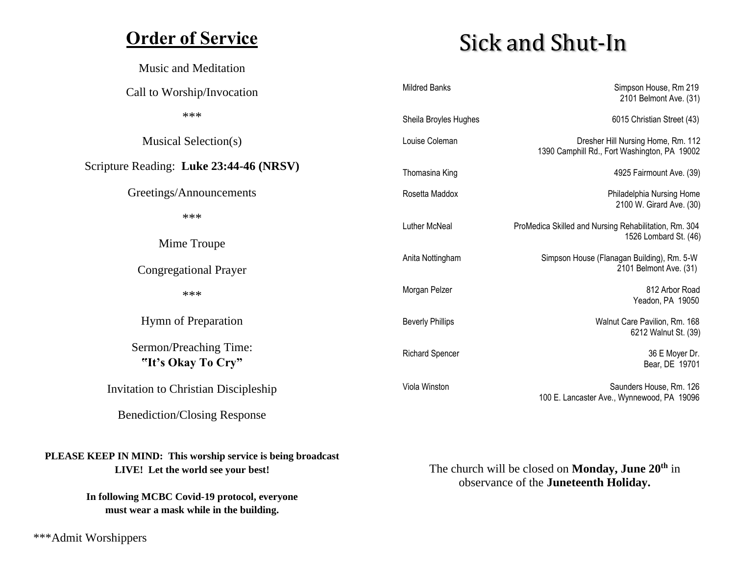## Order of Service

Music and Meditation

Call to Worship/Invocation

***

Musical Selection(s)

Scripture Reading: **Luke 23:44-46 (NRSV)**

Greetings/Announcements

***

Mime Troupe

Congregational Prayer

***

Hymn of Preparation

Sermon/Preaching Time:
**"It's Okay To Cry"**

Invitation to Christian Discipleship

Benediction/Closing Response

**PLEASE KEEP IN MIND: This worship service is being broadcast LIVE! Let the world see your best!**

**In following MCBC Covid-19 protocol, everyone must wear a mask while in the building.**

***Admit Worshippers

# Sick and Shut-In

| | |
|---|---|
| Mildred Banks | Simpson House, Rm 219<br>2101 Belmont Ave. (31) |
| Sheila Broyles Hughes | 6015 Christian Street (43) |
| Louise Coleman | Dresher Hill Nursing Home, Rm. 112<br>1390 Camphill Rd., Fort Washington, PA 19002 |
| Thomasina King | 4925 Fairmount Ave. (39) |
| Rosetta Maddox | Philadelphia Nursing Home<br>2100 W. Girard Ave. (30) |
| Luther McNeal | ProMedica Skilled and Nursing Rehabilitation, Rm. 304<br>1526 Lombard St. (46) |
| Anita Nottingham | Simpson House (Flanagan Building), Rm. 5-W<br>2101 Belmont Ave. (31) |
| Morgan Pelzer | 812 Arbor Road<br>Yeadon, PA 19050 |
| Beverly Phillips | Walnut Care Pavilion, Rm. 168<br>6212 Walnut St. (39) |
| Richard Spencer | 36 E Moyer Dr.<br>Bear, DE 19701 |
| Viola Winston | Saunders House, Rm. 126<br>100 E. Lancaster Ave., Wynnewood, PA 19096 |

The church will be closed on **Monday, June 20th** in observance of the **Juneteenth Holiday.**